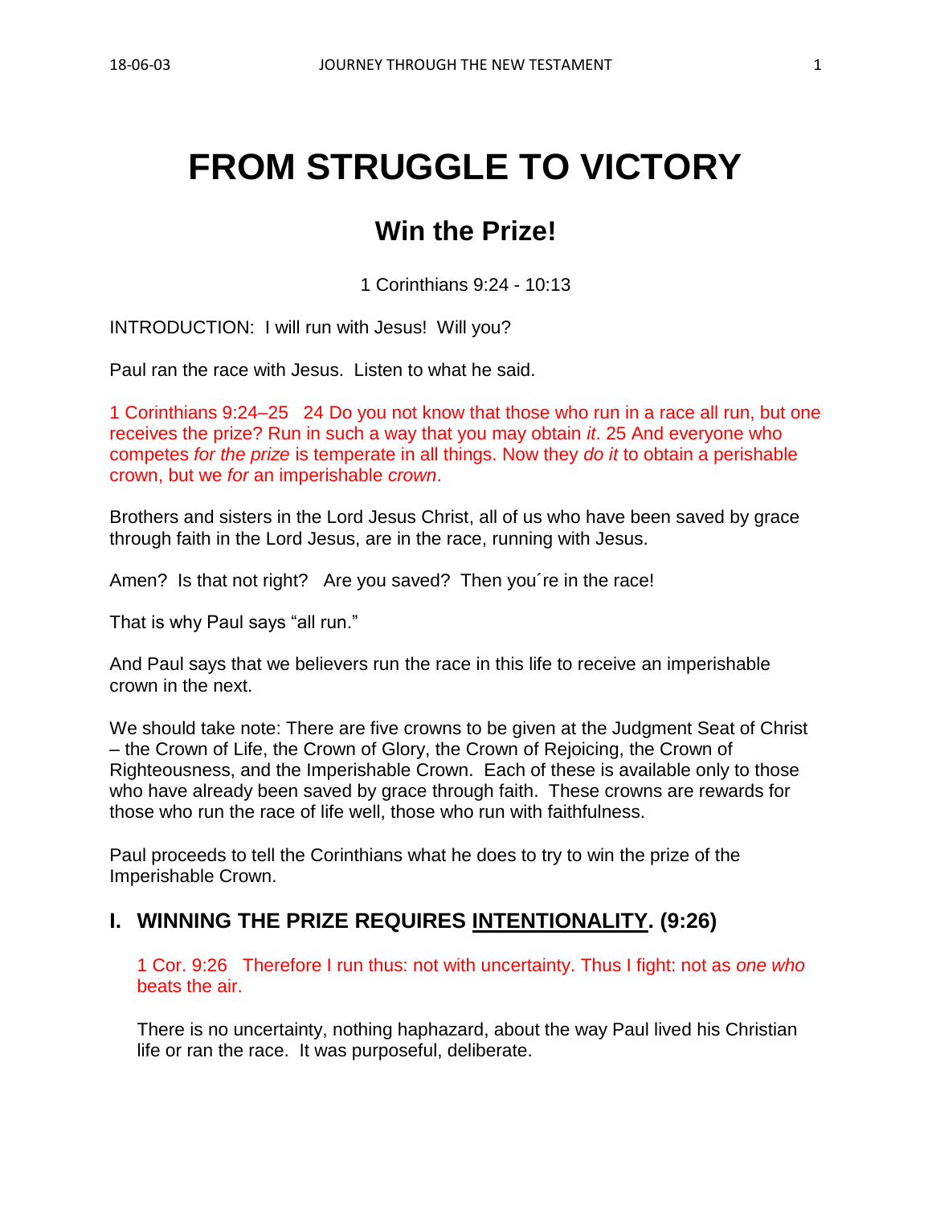# FROM STRUGGLE TO VICTORY

## Win the Prize!

1 Corinthians 9:24 - 10:13

INTRODUCTION: I will run with Jesus! Will you?

Paul ran the race with Jesus. Listen to what he said.

1 Corinthians 9:24–25 24 Do you not know that those who run in a race all run, but one receives the prize? Run in such a way that you may obtain *it*. 25 And everyone who competes *for the prize* is temperate in all things. Now they *do it* to obtain a perishable crown, but we *for* an imperishable *crown*.

Brothers and sisters in the Lord Jesus Christ, all of us who have been saved by grace through faith in the Lord Jesus, are in the race, running with Jesus.

Amen? Is that not right? Are you saved? Then you´re in the race!

That is why Paul says "all run."

And Paul says that we believers run the race in this life to receive an imperishable crown in the next.

We should take note: There are five crowns to be given at the Judgment Seat of Christ – the Crown of Life, the Crown of Glory, the Crown of Rejoicing, the Crown of Righteousness, and the Imperishable Crown. Each of these is available only to those who have already been saved by grace through faith. These crowns are rewards for those who run the race of life well, those who run with faithfulness.

Paul proceeds to tell the Corinthians what he does to try to win the prize of the Imperishable Crown.

### I. WINNING THE PRIZE REQUIRES <u>INTENTIONALITY</u>. (9:26)

1 Cor. 9:26 Therefore I run thus: not with uncertainty. Thus I fight: not as *one who* beats the air.

There is no uncertainty, nothing haphazard, about the way Paul lived his Christian life or ran the race. It was purposeful, deliberate.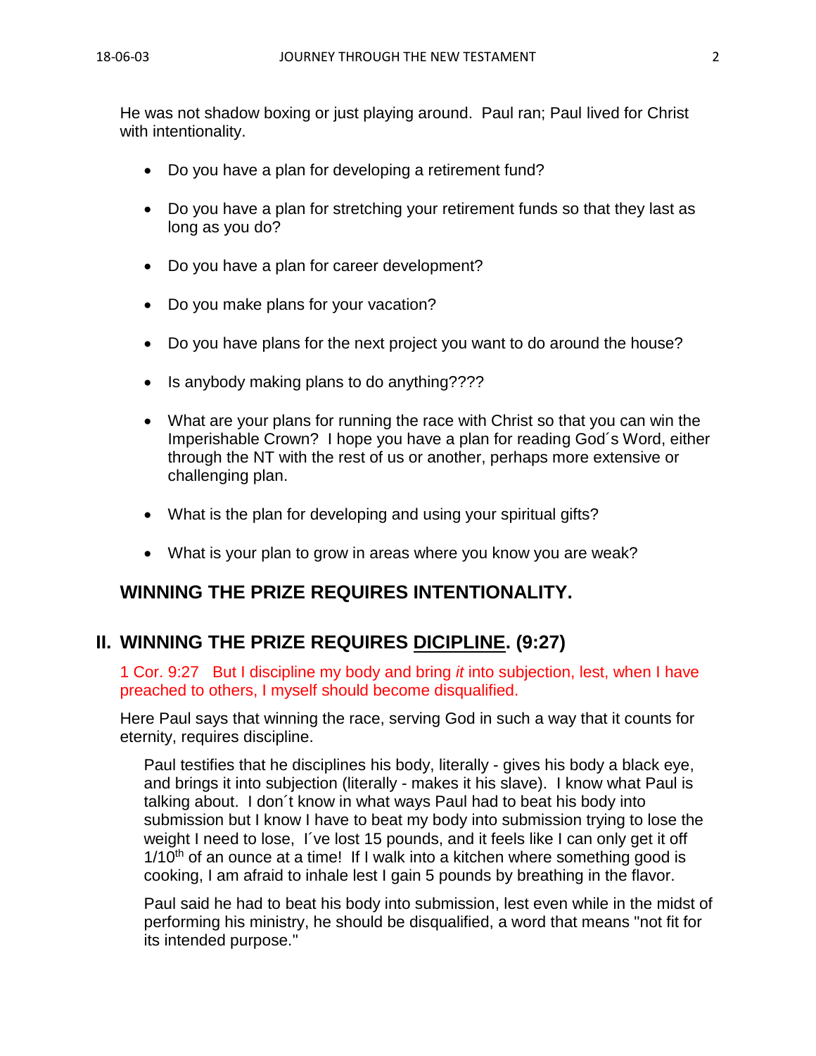He was not shadow boxing or just playing around. Paul ran; Paul lived for Christ with intentionality.

- Do you have a plan for developing a retirement fund?
- Do you have a plan for stretching your retirement funds so that they last as long as you do?
- Do you have a plan for career development?
- Do you make plans for your vacation?
- Do you have plans for the next project you want to do around the house?
- Is anybody making plans to do anything????
- What are your plans for running the race with Christ so that you can win the Imperishable Crown? I hope you have a plan for reading God´s Word, either through the NT with the rest of us or another, perhaps more extensive or challenging plan.
- What is the plan for developing and using your spiritual gifts?
- What is your plan to grow in areas where you know you are weak?

**WINNING THE PRIZE REQUIRES INTENTIONALITY.**

## II. WINNING THE PRIZE REQUIRES <u>DICIPLINE</u>. (9:27)

1 Cor. 9:27 But I discipline my body and bring *it* into subjection, lest, when I have preached to others, I myself should become disqualified.

Here Paul says that winning the race, serving God in such a way that it counts for eternity, requires discipline.

Paul testifies that he disciplines his body, literally - gives his body a black eye, and brings it into subjection (literally - makes it his slave). I know what Paul is talking about. I don´t know in what ways Paul had to beat his body into submission but I know I have to beat my body into submission trying to lose the weight I need to lose, I´ve lost 15 pounds, and it feels like I can only get it off 1/10th of an ounce at a time! If I walk into a kitchen where something good is cooking, I am afraid to inhale lest I gain 5 pounds by breathing in the flavor.

Paul said he had to beat his body into submission, lest even while in the midst of performing his ministry, he should be disqualified, a word that means "not fit for its intended purpose."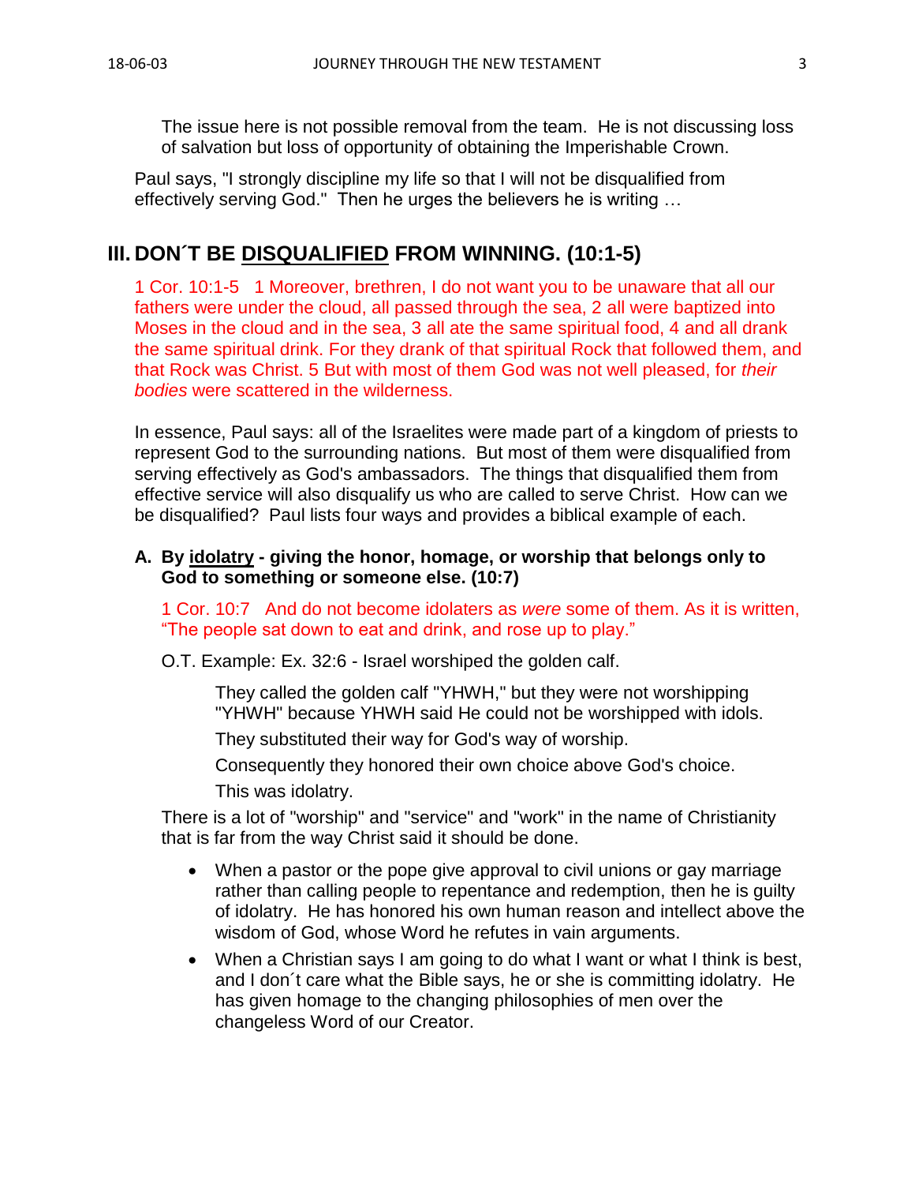The issue here is not possible removal from the team. He is not discussing loss of salvation but loss of opportunity of obtaining the Imperishable Crown.

Paul says, "I strongly discipline my life so that I will not be disqualified from effectively serving God." Then he urges the believers he is writing …

## III. DON´T BE DISQUALIFIED FROM WINNING. (10:1-5)

1 Cor. 10:1-5 1 Moreover, brethren, I do not want you to be unaware that all our fathers were under the cloud, all passed through the sea, 2 all were baptized into Moses in the cloud and in the sea, 3 all ate the same spiritual food, 4 and all drank the same spiritual drink. For they drank of that spiritual Rock that followed them, and that Rock was Christ. 5 But with most of them God was not well pleased, for *their bodies* were scattered in the wilderness.

In essence, Paul says: all of the Israelites were made part of a kingdom of priests to represent God to the surrounding nations. But most of them were disqualified from serving effectively as God's ambassadors. The things that disqualified them from effective service will also disqualify us who are called to serve Christ. How can we be disqualified? Paul lists four ways and provides a biblical example of each.

**A. By idolatry - giving the honor, homage, or worship that belongs only to God to something or someone else. (10:7)**

1 Cor. 10:7 And do not become idolaters as *were* some of them. As it is written, "The people sat down to eat and drink, and rose up to play."

O.T. Example: Ex. 32:6 - Israel worshiped the golden calf.

They called the golden calf "YHWH," but they were not worshipping "YHWH" because YHWH said He could not be worshipped with idols.

They substituted their way for God's way of worship.

Consequently they honored their own choice above God's choice.

This was idolatry.

There is a lot of "worship" and "service" and "work" in the name of Christianity that is far from the way Christ said it should be done.

- When a pastor or the pope give approval to civil unions or gay marriage rather than calling people to repentance and redemption, then he is guilty of idolatry. He has honored his own human reason and intellect above the wisdom of God, whose Word he refutes in vain arguments.
- When a Christian says I am going to do what I want or what I think is best, and I don´t care what the Bible says, he or she is committing idolatry. He has given homage to the changing philosophies of men over the changeless Word of our Creator.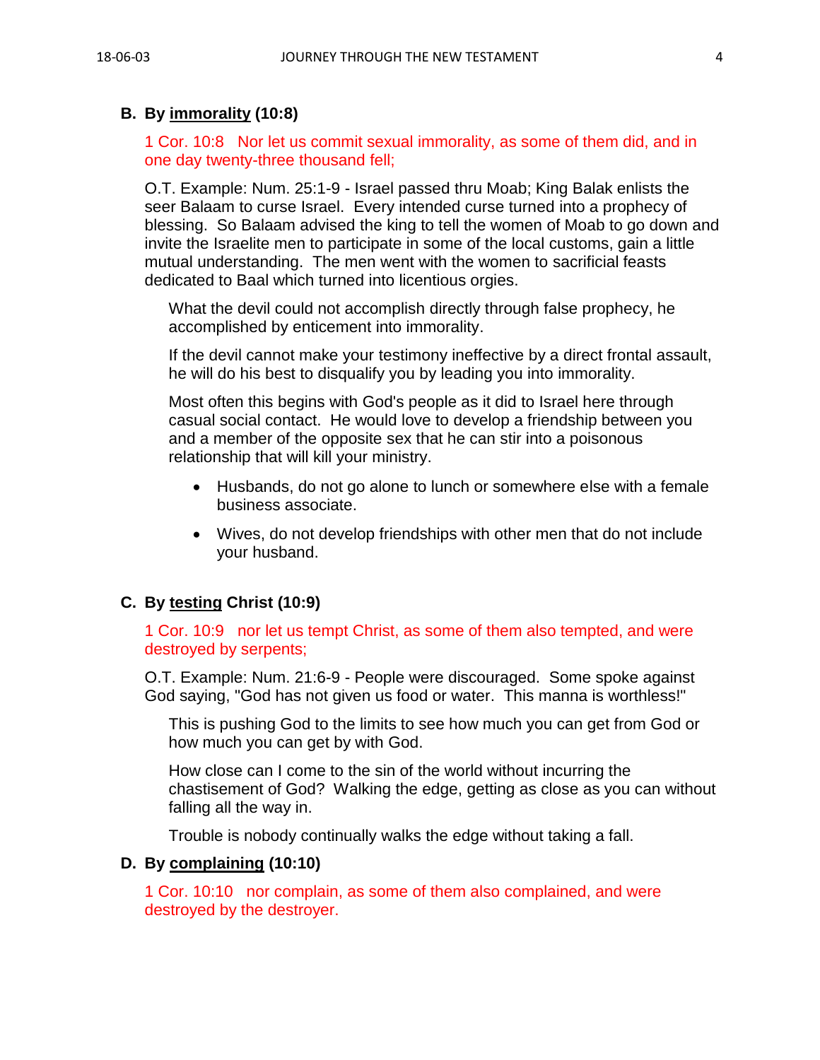### B. By <u>immorality</u> (10:8)

1 Cor. 10:8   Nor let us commit sexual immorality, as some of them did, and in one day twenty-three thousand fell;

O.T. Example: Num. 25:1-9 - Israel passed thru Moab; King Balak enlists the seer Balaam to curse Israel.  Every intended curse turned into a prophecy of blessing.  So Balaam advised the king to tell the women of Moab to go down and invite the Israelite men to participate in some of the local customs, gain a little mutual understanding.  The men went with the women to sacrificial feasts dedicated to Baal which turned into licentious orgies.

What the devil could not accomplish directly through false prophecy, he accomplished by enticement into immorality.

If the devil cannot make your testimony ineffective by a direct frontal assault, he will do his best to disqualify you by leading you into immorality.

Most often this begins with God's people as it did to Israel here through casual social contact.  He would love to develop a friendship between you and a member of the opposite sex that he can stir into a poisonous relationship that will kill your ministry.

- Husbands, do not go alone to lunch or somewhere else with a female business associate.
- Wives, do not develop friendships with other men that do not include your husband.

### C. By <u>testing</u> Christ (10:9)

1 Cor. 10:9   nor let us tempt Christ, as some of them also tempted, and were destroyed by serpents;

O.T. Example: Num. 21:6-9 - People were discouraged.  Some spoke against God saying, "God has not given us food or water.  This manna is worthless!"

This is pushing God to the limits to see how much you can get from God or how much you can get by with God.

How close can I come to the sin of the world without incurring the chastisement of God?  Walking the edge, getting as close as you can without falling all the way in.

Trouble is nobody continually walks the edge without taking a fall.

### D. By <u>complaining</u> (10:10)

1 Cor. 10:10   nor complain, as some of them also complained, and were destroyed by the destroyer.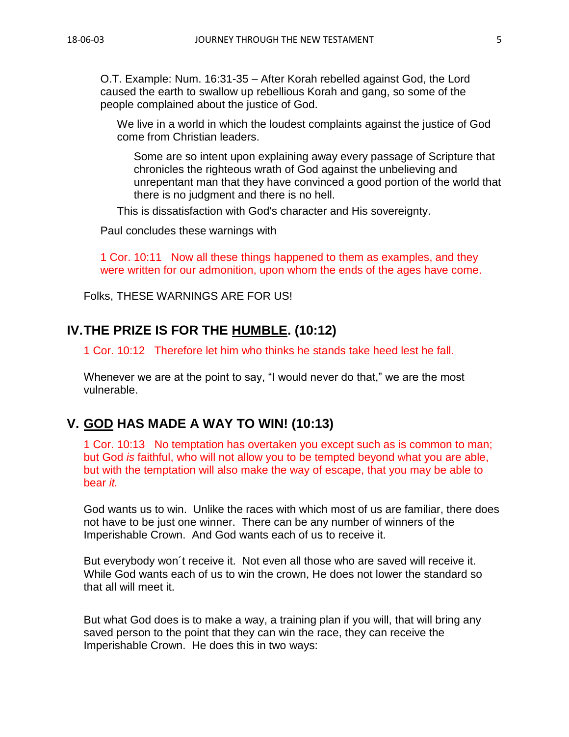O.T. Example: Num. 16:31-35 – After Korah rebelled against God, the Lord caused the earth to swallow up rebellious Korah and gang, so some of the people complained about the justice of God.

We live in a world in which the loudest complaints against the justice of God come from Christian leaders.

Some are so intent upon explaining away every passage of Scripture that chronicles the righteous wrath of God against the unbelieving and unrepentant man that they have convinced a good portion of the world that there is no judgment and there is no hell.

This is dissatisfaction with God's character and His sovereignty.

Paul concludes these warnings with

1 Cor. 10:11 Now all these things happened to them as examples, and they were written for our admonition, upon whom the ends of the ages have come.

Folks, THESE WARNINGS ARE FOR US!

## IV. THE PRIZE IS FOR THE HUMBLE. (10:12)

1 Cor. 10:12 Therefore let him who thinks he stands take heed lest he fall.

Whenever we are at the point to say, "I would never do that," we are the most vulnerable.

## V. GOD HAS MADE A WAY TO WIN! (10:13)

1 Cor. 10:13 No temptation has overtaken you except such as is common to man; but God *is* faithful, who will not allow you to be tempted beyond what you are able, but with the temptation will also make the way of escape, that you may be able to bear *it.*

God wants us to win. Unlike the races with which most of us are familiar, there does not have to be just one winner. There can be any number of winners of the Imperishable Crown. And God wants each of us to receive it.

But everybody won´t receive it. Not even all those who are saved will receive it. While God wants each of us to win the crown, He does not lower the standard so that all will meet it.

But what God does is to make a way, a training plan if you will, that will bring any saved person to the point that they can win the race, they can receive the Imperishable Crown. He does this in two ways: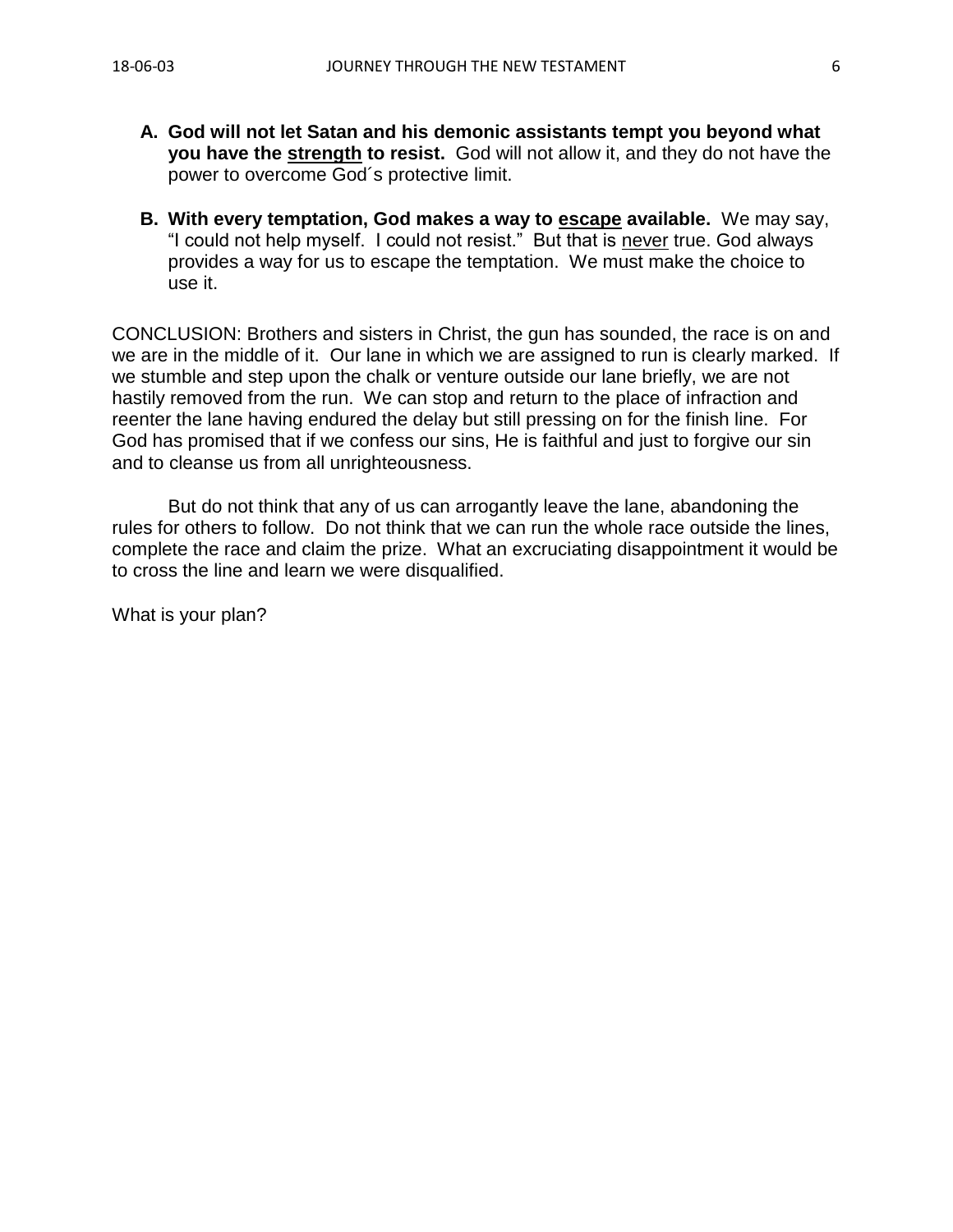A. **God will not let Satan and his demonic assistants tempt you beyond what you have the <u>strength</u> to resist.** God will not allow it, and they do not have the power to overcome God´s protective limit.

B. **With every temptation, God makes a way to <u>escape</u> available.** We may say, "I could not help myself. I could not resist." But that is <u>never</u> true. God always provides a way for us to escape the temptation. We must make the choice to use it.

CONCLUSION: Brothers and sisters in Christ, the gun has sounded, the race is on and we are in the middle of it. Our lane in which we are assigned to run is clearly marked. If we stumble and step upon the chalk or venture outside our lane briefly, we are not hastily removed from the run. We can stop and return to the place of infraction and reenter the lane having endured the delay but still pressing on for the finish line. For God has promised that if we confess our sins, He is faithful and just to forgive our sin and to cleanse us from all unrighteousness.

But do not think that any of us can arrogantly leave the lane, abandoning the rules for others to follow. Do not think that we can run the whole race outside the lines, complete the race and claim the prize. What an excruciating disappointment it would be to cross the line and learn we were disqualified.

What is your plan?